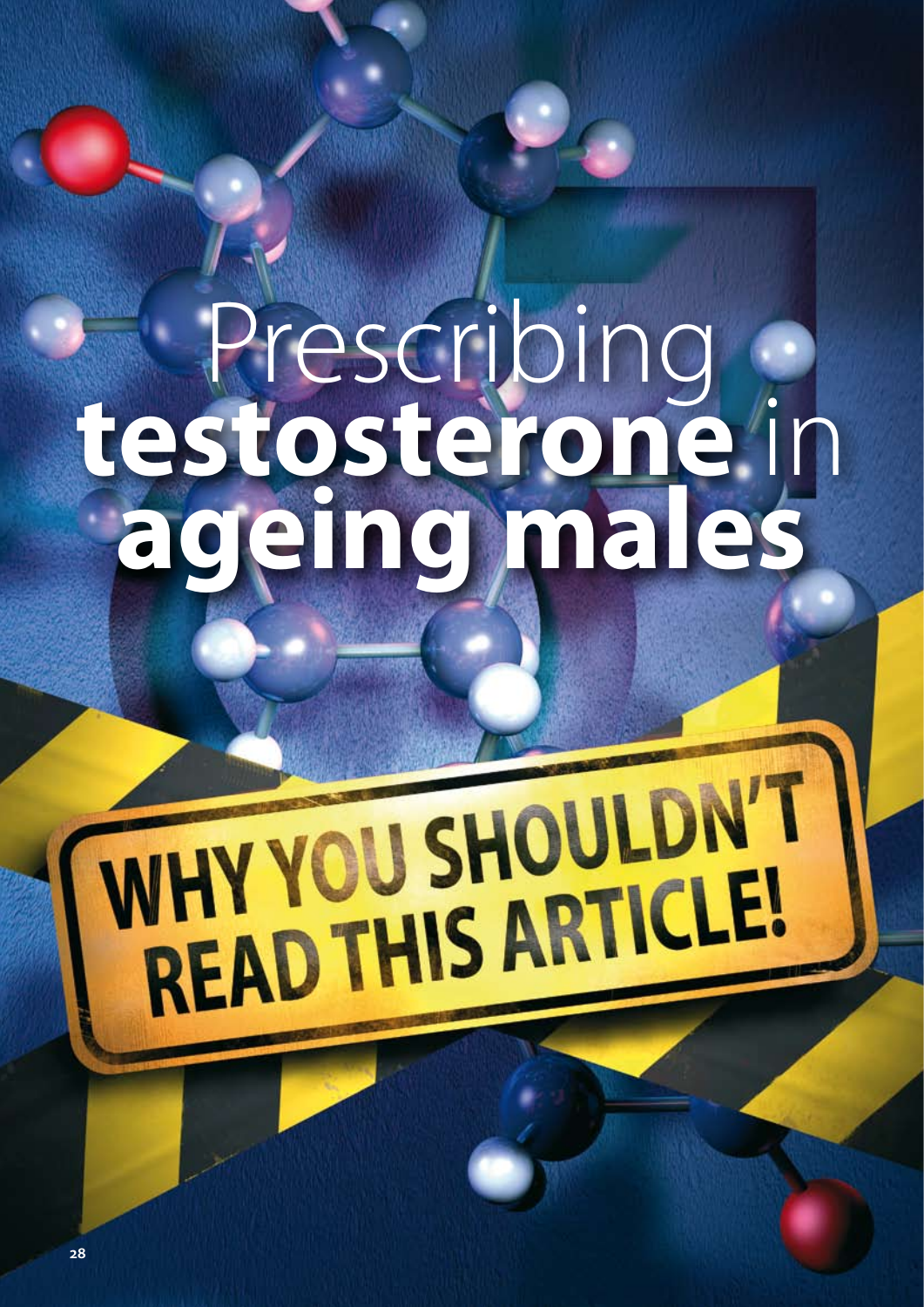# Prescribing **testosterone** in **ageing males**

## WHY YOU SHOULDN'T READ THIS ARTICLE!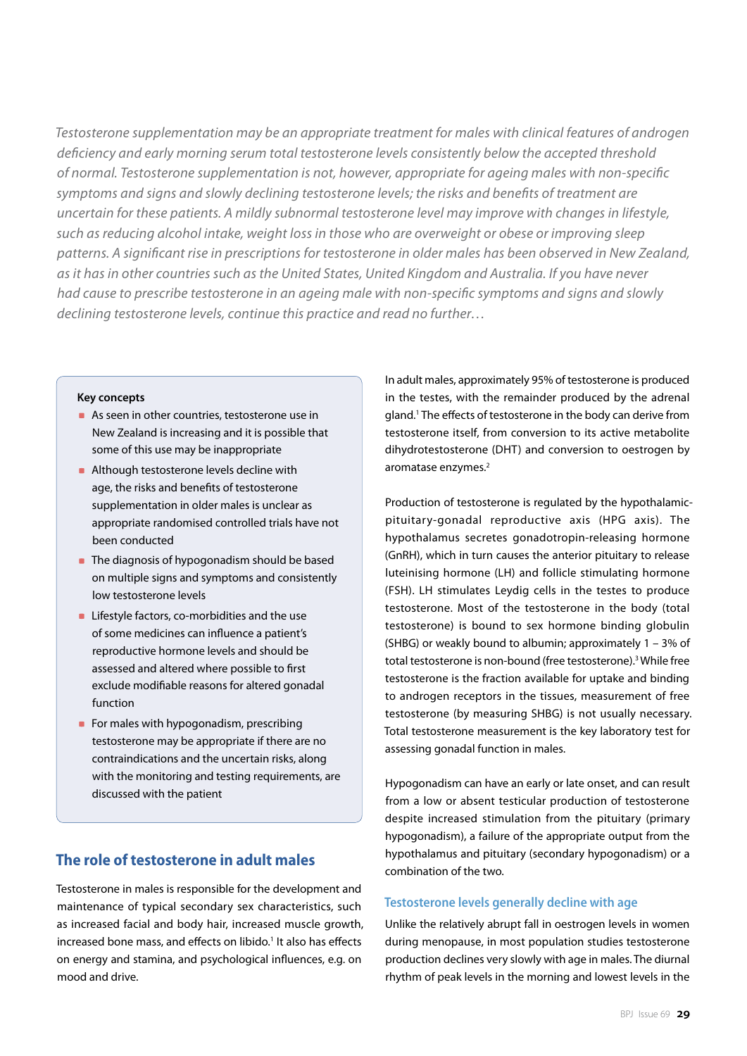*Testosterone supplementation may be an appropriate treatment for males with clinical features of androgen deficiency and early morning serum total testosterone levels consistently below the accepted threshold of normal. Testosterone supplementation is not, however, appropriate for ageing males with non-specific symptoms and signs and slowly declining testosterone levels; the risks and benefits of treatment are uncertain for these patients. A mildly subnormal testosterone level may improve with changes in lifestyle, such as reducing alcohol intake, weight loss in those who are overweight or obese or improving sleep patterns. A significant rise in prescriptions for testosterone in older males has been observed in New Zealand, as it has in other countries such as the United States, United Kingdom and Australia. If you have never had cause to prescribe testosterone in an ageing male with non-specific symptoms and signs and slowly declining testosterone levels, continue this practice and read no further…*

**Key concepts**

- As seen in other countries, testosterone use in New Zealand is increasing and it is possible that some of this use may be inappropriate
- Although testosterone levels decline with age, the risks and benefits of testosterone supplementation in older males is unclear as appropriate randomised controlled trials have not been conducted
- The diagnosis of hypogonadism should be based on multiple signs and symptoms and consistently low testosterone levels
- Lifestyle factors, co-morbidities and the use of some medicines can influence a patient's reproductive hormone levels and should be assessed and altered where possible to first exclude modifiable reasons for altered gonadal function
- For males with hypogonadism, prescribing testosterone may be appropriate if there are no contraindications and the uncertain risks, along with the monitoring and testing requirements, are discussed with the patient

## The role of testosterone in adult males

Testosterone in males is responsible for the development and maintenance of typical secondary sex characteristics, such as increased facial and body hair, increased muscle growth, increased bone mass, and effects on libido.[1] It also has effects on energy and stamina, and psychological influences, e.g. on mood and drive.

In adult males, approximately 95% of testosterone is produced in the testes, with the remainder produced by the adrenal gland.[1] The effects of testosterone in the body can derive from testosterone itself, from conversion to its active metabolite dihydrotestosterone (DHT) and conversion to oestrogen by aromatase enzymes.[2]

Production of testosterone is regulated by the hypothalamic-pituitary-gonadal reproductive axis (HPG axis). The hypothalamus secretes gonadotropin-releasing hormone (GnRH), which in turn causes the anterior pituitary to release luteinising hormone (LH) and follicle stimulating hormone (FSH). LH stimulates Leydig cells in the testes to produce testosterone. Most of the testosterone in the body (total testosterone) is bound to sex hormone binding globulin (SHBG) or weakly bound to albumin; approximately 1 – 3% of total testosterone is non-bound (free testosterone).[3] While free testosterone is the fraction available for uptake and binding to androgen receptors in the tissues, measurement of free testosterone (by measuring SHBG) is not usually necessary. Total testosterone measurement is the key laboratory test for assessing gonadal function in males.

Hypogonadism can have an early or late onset, and can result from a low or absent testicular production of testosterone despite increased stimulation from the pituitary (primary hypogonadism), a failure of the appropriate output from the hypothalamus and pituitary (secondary hypogonadism) or a combination of the two.

### Testosterone levels generally decline with age

Unlike the relatively abrupt fall in oestrogen levels in women during menopause, in most population studies testosterone production declines very slowly with age in males. The diurnal rhythm of peak levels in the morning and lowest levels in the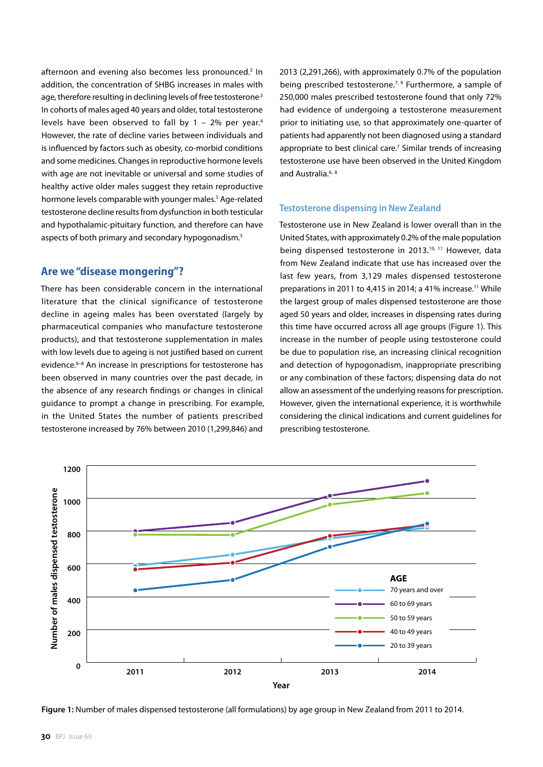afternoon and evening also becomes less pronounced.[3] In addition, the concentration of SHBG increases in males with age, therefore resulting in declining levels of free testosterone[3] In cohorts of males aged 40 years and older, total testosterone levels have been observed to fall by 1 – 2% per year.[4] However, the rate of decline varies between individuals and is influenced by factors such as obesity, co-morbid conditions and some medicines. Changes in reproductive hormone levels with age are not inevitable or universal and some studies of healthy active older males suggest they retain reproductive hormone levels comparable with younger males.[5] Age-related testosterone decline results from dysfunction in both testicular and hypothalamic-pituitary function, and therefore can have aspects of both primary and secondary hypogonadism.[5]

## Are we "disease mongering"?

There has been considerable concern in the international literature that the clinical significance of testosterone decline in ageing males has been overstated (largely by pharmaceutical companies who manufacture testosterone products), and that testosterone supplementation in males with low levels due to ageing is not justified based on current evidence.[6–8] An increase in prescriptions for testosterone has been observed in many countries over the past decade, in the absence of any research findings or changes in clinical guidance to prompt a change in prescribing. For example, in the United States the number of patients prescribed testosterone increased by 76% between 2010 (1,299,846) and 2013 (2,291,266), with approximately 0.7% of the population being prescribed testosterone.[7, 9] Furthermore, a sample of 250,000 males prescribed testosterone found that only 72% had evidence of undergoing a testosterone measurement prior to initiating use, so that approximately one-quarter of patients had apparently not been diagnosed using a standard appropriate to best clinical care.[7] Similar trends of increasing testosterone use have been observed in the United Kingdom and Australia.[6, 8]

## Testosterone dispensing in New Zealand

Testosterone use in New Zealand is lower overall than in the United States, with approximately 0.2% of the male population being dispensed testosterone in 2013.[10, 11] However, data from New Zealand indicate that use has increased over the last few years, from 3,129 males dispensed testosterone preparations in 2011 to 4,415 in 2014; a 41% increase.[11] While the largest group of males dispensed testosterone are those aged 50 years and older, increases in dispensing rates during this time have occurred across all age groups (Figure 1). This increase in the number of people using testosterone could be due to population rise, an increasing clinical recognition and detection of hypogonadism, inappropriate prescribing or any combination of these factors; dispensing data do not allow an assessment of the underlying reasons for prescription. However, given the international experience, it is worthwhile considering the clinical indications and current guidelines for prescribing testosterone.

**Figure 1:** Number of males dispensed testosterone (all formulations) by age group in New Zealand from 2011 to 2014.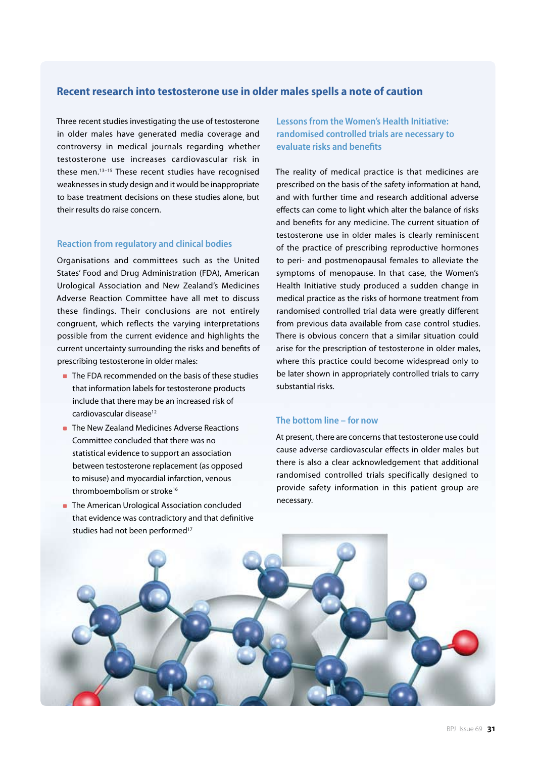## Recent research into testosterone use in older males spells a note of caution

Three recent studies investigating the use of testosterone in older males have generated media coverage and controversy in medical journals regarding whether testosterone use increases cardiovascular risk in these men.[13–15] These recent studies have recognised weaknesses in study design and it would be inappropriate to base treatment decisions on these studies alone, but their results do raise concern.

### Reaction from regulatory and clinical bodies

Organisations and committees such as the United States' Food and Drug Administration (FDA), American Urological Association and New Zealand's Medicines Adverse Reaction Committee have all met to discuss these findings. Their conclusions are not entirely congruent, which reflects the varying interpretations possible from the current evidence and highlights the current uncertainty surrounding the risks and benefits of prescribing testosterone in older males:

- The FDA recommended on the basis of these studies that information labels for testosterone products include that there may be an increased risk of cardiovascular disease[12]
- The New Zealand Medicines Adverse Reactions Committee concluded that there was no statistical evidence to support an association between testosterone replacement (as opposed to misuse) and myocardial infarction, venous thromboembolism or stroke[16]
- The American Urological Association concluded that evidence was contradictory and that definitive studies had not been performed[17]

### Lessons from the Women's Health Initiative: randomised controlled trials are necessary to evaluate risks and benefits

The reality of medical practice is that medicines are prescribed on the basis of the safety information at hand, and with further time and research additional adverse effects can come to light which alter the balance of risks and benefits for any medicine. The current situation of testosterone use in older males is clearly reminiscent of the practice of prescribing reproductive hormones to peri- and postmenopausal females to alleviate the symptoms of menopause. In that case, the Women's Health Initiative study produced a sudden change in medical practice as the risks of hormone treatment from randomised controlled trial data were greatly different from previous data available from case control studies. There is obvious concern that a similar situation could arise for the prescription of testosterone in older males, where this practice could become widespread only to be later shown in appropriately controlled trials to carry substantial risks.

### The bottom line – for now

At present, there are concerns that testosterone use could cause adverse cardiovascular effects in older males but there is also a clear acknowledgement that additional randomised controlled trials specifically designed to provide safety information in this patient group are necessary.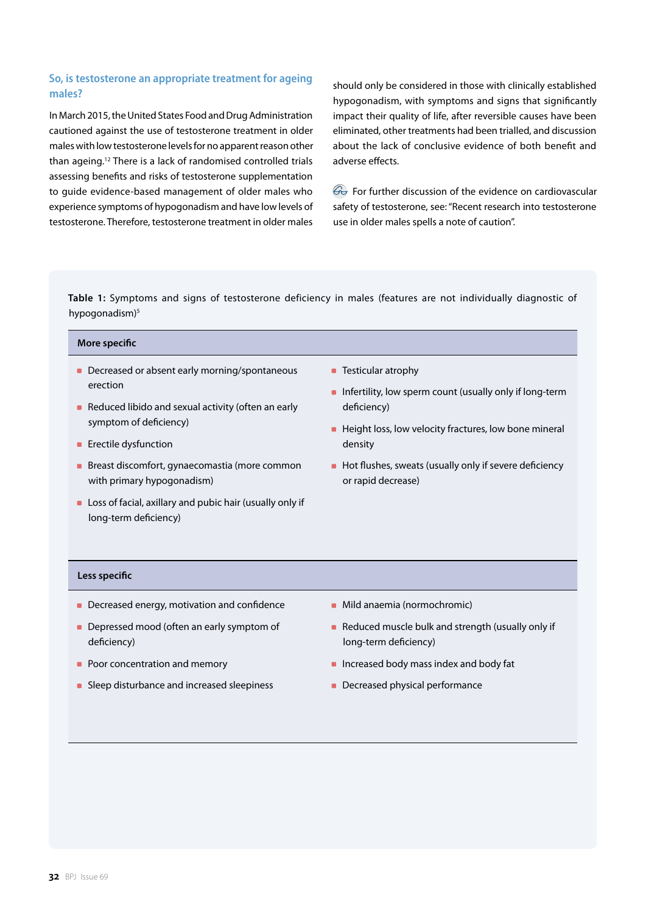## So, is testosterone an appropriate treatment for ageing males?

In March 2015, the United States Food and Drug Administration cautioned against the use of testosterone treatment in older males with low testosterone levels for no apparent reason other than ageing.[12] There is a lack of randomised controlled trials assessing benefits and risks of testosterone supplementation to guide evidence-based management of older males who experience symptoms of hypogonadism and have low levels of testosterone. Therefore, testosterone treatment in older males should only be considered in those with clinically established hypogonadism, with symptoms and signs that significantly impact their quality of life, after reversible causes have been eliminated, other treatments had been trialled, and discussion about the lack of conclusive evidence of both benefit and adverse effects.

For further discussion of the evidence on cardiovascular safety of testosterone, see: "Recent research into testosterone use in older males spells a note of caution".

**Table 1:** Symptoms and signs of testosterone deficiency in males (features are not individually diagnostic of hypogonadism)[5]

**More specific**

- Decreased or absent early morning/spontaneous erection
- Reduced libido and sexual activity (often an early symptom of deficiency)
- Erectile dysfunction
- Breast discomfort, gynaecomastia (more common with primary hypogonadism)
- Loss of facial, axillary and pubic hair (usually only if long-term deficiency)
- Testicular atrophy
- Infertility, low sperm count (usually only if long-term deficiency)
- Height loss, low velocity fractures, low bone mineral density
- Hot flushes, sweats (usually only if severe deficiency or rapid decrease)

**Less specific**

- Decreased energy, motivation and confidence
- Depressed mood (often an early symptom of deficiency)
- Poor concentration and memory
- Sleep disturbance and increased sleepiness
- Mild anaemia (normochromic)
- Reduced muscle bulk and strength (usually only if long-term deficiency)
- Increased body mass index and body fat
- Decreased physical performance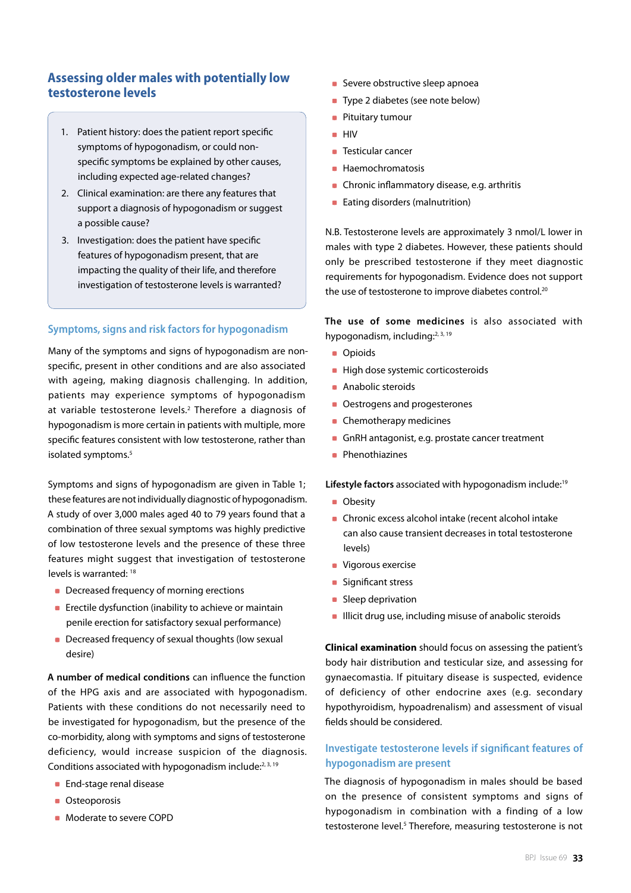## Assessing older males with potentially low testosterone levels

1. Patient history: does the patient report specific symptoms of hypogonadism, or could non-specific symptoms be explained by other causes, including expected age-related changes?
2. Clinical examination: are there any features that support a diagnosis of hypogonadism or suggest a possible cause?
3. Investigation: does the patient have specific features of hypogonadism present, that are impacting the quality of their life, and therefore investigation of testosterone levels is warranted?

### Symptoms, signs and risk factors for hypogonadism

Many of the symptoms and signs of hypogonadism are non-specific, present in other conditions and are also associated with ageing, making diagnosis challenging. In addition, patients may experience symptoms of hypogonadism at variable testosterone levels.[2] Therefore a diagnosis of hypogonadism is more certain in patients with multiple, more specific features consistent with low testosterone, rather than isolated symptoms.[5]

Symptoms and signs of hypogonadism are given in Table 1; these features are not individually diagnostic of hypogonadism. A study of over 3,000 males aged 40 to 79 years found that a combination of three sexual symptoms was highly predictive of low testosterone levels and the presence of these three features might suggest that investigation of testosterone levels is warranted: [18]

- Decreased frequency of morning erections
- Erectile dysfunction (inability to achieve or maintain penile erection for satisfactory sexual performance)
- Decreased frequency of sexual thoughts (low sexual desire)

**A number of medical conditions** can influence the function of the HPG axis and are associated with hypogonadism. Patients with these conditions do not necessarily need to be investigated for hypogonadism, but the presence of the co-morbidity, along with symptoms and signs of testosterone deficiency, would increase suspicion of the diagnosis. Conditions associated with hypogonadism include:[2, 3, 19]

- End-stage renal disease
- Osteoporosis
- Moderate to severe COPD
- Severe obstructive sleep apnoea
- Type 2 diabetes (see note below)
- Pituitary tumour
- HIV
- Testicular cancer
- Haemochromatosis
- Chronic inflammatory disease, e.g. arthritis
- Eating disorders (malnutrition)

N.B. Testosterone levels are approximately 3 nmol/L lower in males with type 2 diabetes. However, these patients should only be prescribed testosterone if they meet diagnostic requirements for hypogonadism. Evidence does not support the use of testosterone to improve diabetes control.[20]

**The use of some medicines** is also associated with hypogonadism, including:[2, 3, 19]

- Opioids
- High dose systemic corticosteroids
- Anabolic steroids
- Oestrogens and progesterones
- Chemotherapy medicines
- GnRH antagonist, e.g. prostate cancer treatment
- Phenothiazines

**Lifestyle factors** associated with hypogonadism include:[19]

- Obesity
- Chronic excess alcohol intake (recent alcohol intake can also cause transient decreases in total testosterone levels)
- Vigorous exercise
- Significant stress
- Sleep deprivation
- Illicit drug use, including misuse of anabolic steroids

**Clinical examination** should focus on assessing the patient's body hair distribution and testicular size, and assessing for gynaecomastia. If pituitary disease is suspected, evidence of deficiency of other endocrine axes (e.g. secondary hypothyroidism, hypoadrenalism) and assessment of visual fields should be considered.

### Investigate testosterone levels if significant features of hypogonadism are present

The diagnosis of hypogonadism in males should be based on the presence of consistent symptoms and signs of hypogonadism in combination with a finding of a low testosterone level.[5] Therefore, measuring testosterone is not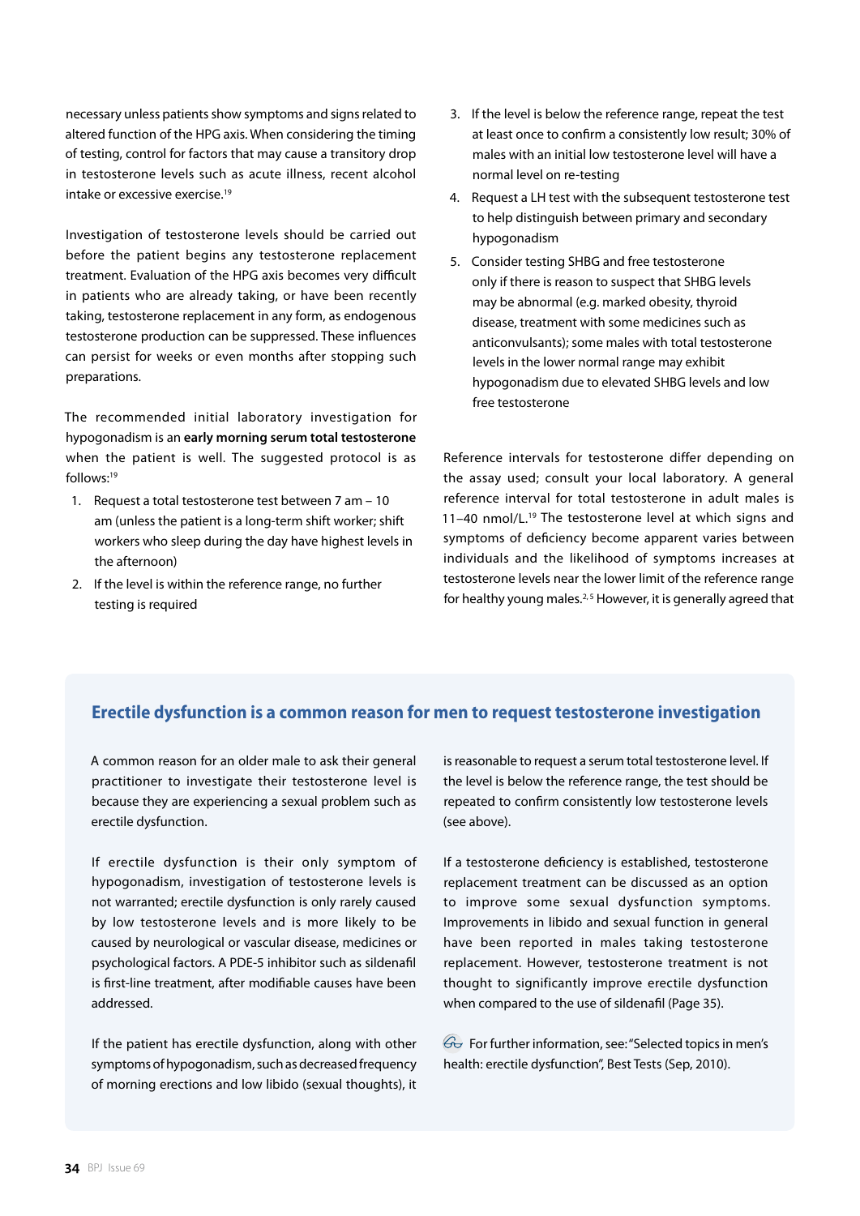necessary unless patients show symptoms and signs related to altered function of the HPG axis. When considering the timing of testing, control for factors that may cause a transitory drop in testosterone levels such as acute illness, recent alcohol intake or excessive exercise.[19]

Investigation of testosterone levels should be carried out before the patient begins any testosterone replacement treatment. Evaluation of the HPG axis becomes very difficult in patients who are already taking, or have been recently taking, testosterone replacement in any form, as endogenous testosterone production can be suppressed. These influences can persist for weeks or even months after stopping such preparations.

The recommended initial laboratory investigation for hypogonadism is an **early morning serum total testosterone** when the patient is well. The suggested protocol is as follows:[19]

1. Request a total testosterone test between 7 am – 10 am (unless the patient is a long-term shift worker; shift workers who sleep during the day have highest levels in the afternoon)
2. If the level is within the reference range, no further testing is required
3. If the level is below the reference range, repeat the test at least once to confirm a consistently low result; 30% of males with an initial low testosterone level will have a normal level on re-testing
4. Request a LH test with the subsequent testosterone test to help distinguish between primary and secondary hypogonadism
5. Consider testing SHBG and free testosterone only if there is reason to suspect that SHBG levels may be abnormal (e.g. marked obesity, thyroid disease, treatment with some medicines such as anticonvulsants); some males with total testosterone levels in the lower normal range may exhibit hypogonadism due to elevated SHBG levels and low free testosterone

Reference intervals for testosterone differ depending on the assay used; consult your local laboratory. A general reference interval for total testosterone in adult males is 11–40 nmol/L.[19] The testosterone level at which signs and symptoms of deficiency become apparent varies between individuals and the likelihood of symptoms increases at testosterone levels near the lower limit of the reference range for healthy young males.[2,5] However, it is generally agreed that

## Erectile dysfunction is a common reason for men to request testosterone investigation

A common reason for an older male to ask their general practitioner to investigate their testosterone level is because they are experiencing a sexual problem such as erectile dysfunction.

If erectile dysfunction is their only symptom of hypogonadism, investigation of testosterone levels is not warranted; erectile dysfunction is only rarely caused by low testosterone levels and is more likely to be caused by neurological or vascular disease, medicines or psychological factors. A PDE-5 inhibitor such as sildenafil is first-line treatment, after modifiable causes have been addressed.

If the patient has erectile dysfunction, along with other symptoms of hypogonadism, such as decreased frequency of morning erections and low libido (sexual thoughts), it is reasonable to request a serum total testosterone level. If the level is below the reference range, the test should be repeated to confirm consistently low testosterone levels (see above).

If a testosterone deficiency is established, testosterone replacement treatment can be discussed as an option to improve some sexual dysfunction symptoms. Improvements in libido and sexual function in general have been reported in males taking testosterone replacement. However, testosterone treatment is not thought to significantly improve erectile dysfunction when compared to the use of sildenafil (Page 35).

For further information, see: "Selected topics in men's health: erectile dysfunction", Best Tests (Sep, 2010).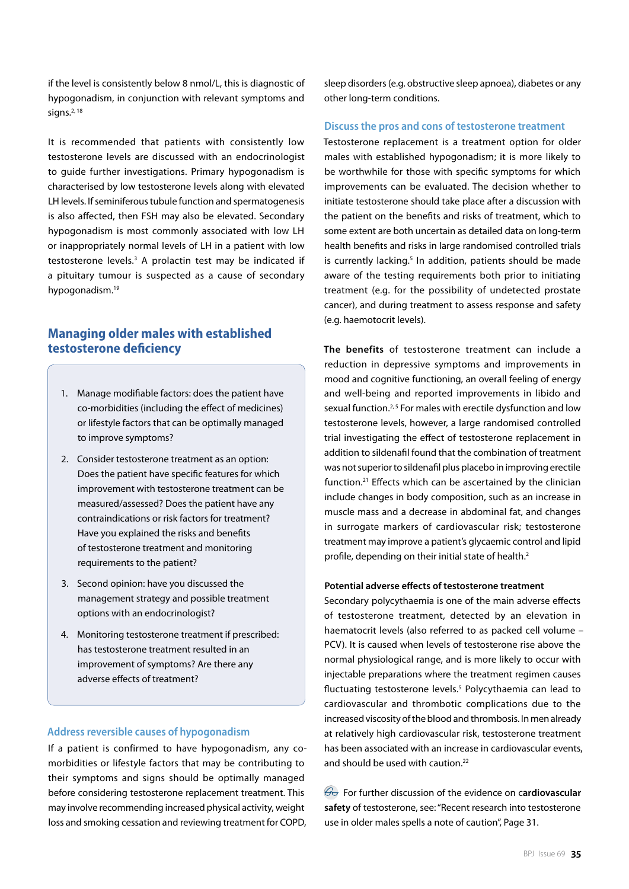if the level is consistently below 8 nmol/L, this is diagnostic of hypogonadism, in conjunction with relevant symptoms and signs.[2, 18]

It is recommended that patients with consistently low testosterone levels are discussed with an endocrinologist to guide further investigations. Primary hypogonadism is characterised by low testosterone levels along with elevated LH levels. If seminiferous tubule function and spermatogenesis is also affected, then FSH may also be elevated. Secondary hypogonadism is most commonly associated with low LH or inappropriately normal levels of LH in a patient with low testosterone levels.[3] A prolactin test may be indicated if a pituitary tumour is suspected as a cause of secondary hypogonadism.[19]

## Managing older males with established testosterone deficiency

1. Manage modifiable factors: does the patient have co-morbidities (including the effect of medicines) or lifestyle factors that can be optimally managed to improve symptoms?
2. Consider testosterone treatment as an option: Does the patient have specific features for which improvement with testosterone treatment can be measured/assessed? Does the patient have any contraindications or risk factors for treatment? Have you explained the risks and benefits of testosterone treatment and monitoring requirements to the patient?
3. Second opinion: have you discussed the management strategy and possible treatment options with an endocrinologist?
4. Monitoring testosterone treatment if prescribed: has testosterone treatment resulted in an improvement of symptoms? Are there any adverse effects of treatment?

### Address reversible causes of hypogonadism

If a patient is confirmed to have hypogonadism, any co-morbidities or lifestyle factors that may be contributing to their symptoms and signs should be optimally managed before considering testosterone replacement treatment. This may involve recommending increased physical activity, weight loss and smoking cessation and reviewing treatment for COPD, sleep disorders (e.g. obstructive sleep apnoea), diabetes or any other long-term conditions.

### Discuss the pros and cons of testosterone treatment

Testosterone replacement is a treatment option for older males with established hypogonadism; it is more likely to be worthwhile for those with specific symptoms for which improvements can be evaluated. The decision whether to initiate testosterone should take place after a discussion with the patient on the benefits and risks of treatment, which to some extent are both uncertain as detailed data on long-term health benefits and risks in large randomised controlled trials is currently lacking.[5] In addition, patients should be made aware of the testing requirements both prior to initiating treatment (e.g. for the possibility of undetected prostate cancer), and during treatment to assess response and safety (e.g. haemotocrit levels).

**The benefits** of testosterone treatment can include a reduction in depressive symptoms and improvements in mood and cognitive functioning, an overall feeling of energy and well-being and reported improvements in libido and sexual function.[2, 5] For males with erectile dysfunction and low testosterone levels, however, a large randomised controlled trial investigating the effect of testosterone replacement in addition to sildenafil found that the combination of treatment was not superior to sildenafil plus placebo in improving erectile function.[21] Effects which can be ascertained by the clinician include changes in body composition, such as an increase in muscle mass and a decrease in abdominal fat, and changes in surrogate markers of cardiovascular risk; testosterone treatment may improve a patient's glycaemic control and lipid profile, depending on their initial state of health.[2]

**Potential adverse effects of testosterone treatment**

Secondary polycythaemia is one of the main adverse effects of testosterone treatment, detected by an elevation in haematocrit levels (also referred to as packed cell volume – PCV). It is caused when levels of testosterone rise above the normal physiological range, and is more likely to occur with injectable preparations where the treatment regimen causes fluctuating testosterone levels.[5] Polycythaemia can lead to cardiovascular and thrombotic complications due to the increased viscosity of the blood and thrombosis. In men already at relatively high cardiovascular risk, testosterone treatment has been associated with an increase in cardiovascular events, and should be used with caution.[22]

For further discussion of the evidence on **cardiovascular safety** of testosterone, see: "Recent research into testosterone use in older males spells a note of caution", Page 31.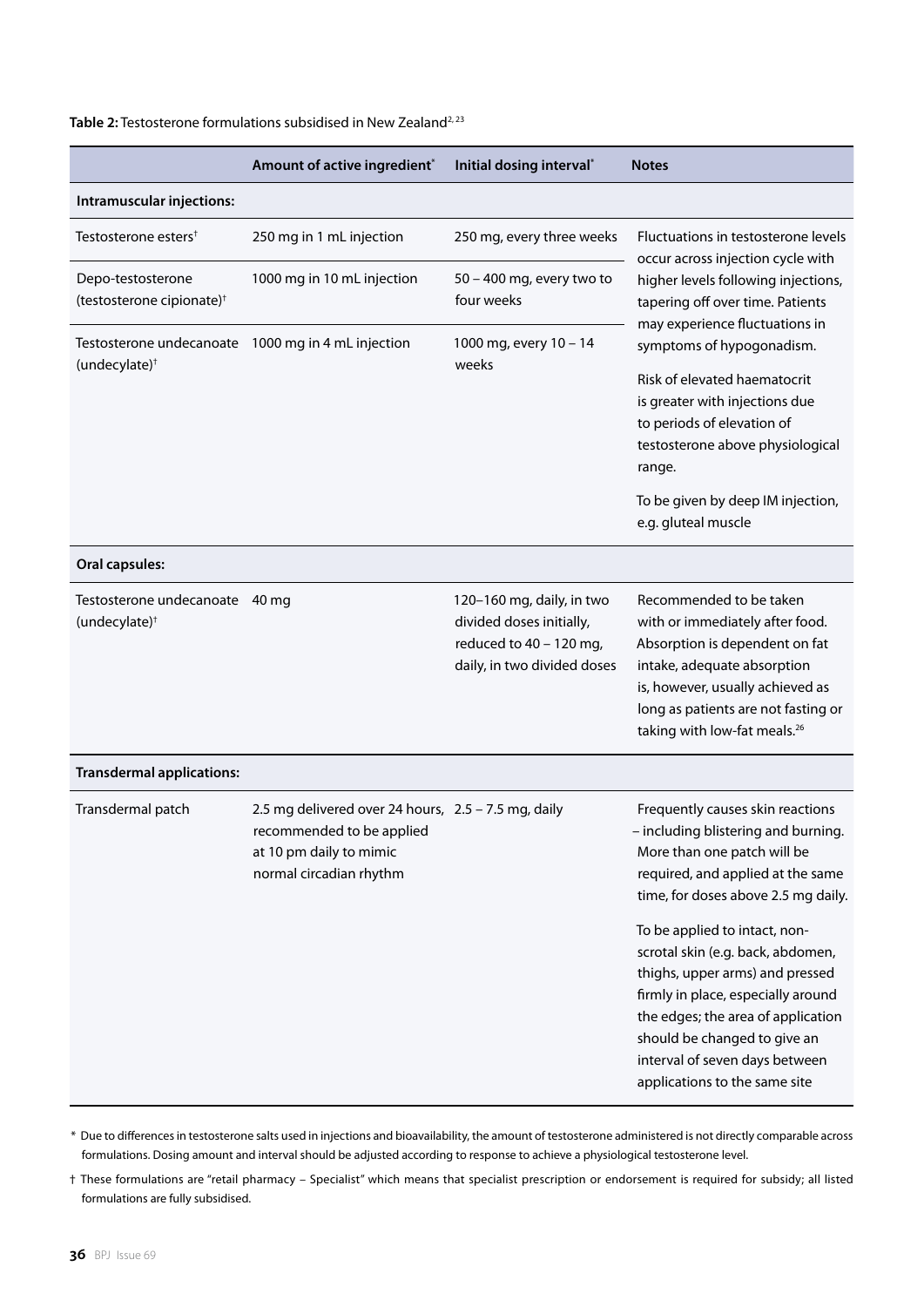**Table 2:** Testosterone formulations subsidised in New Zealand[2, 23]

| | Amount of active ingredient* | Initial dosing interval* | Notes |
|---|---|---|---|
| **Intramuscular injections:** | | | |
| Testosterone esters† | 250 mg in 1 mL injection | 250 mg, every three weeks | Fluctuations in testosterone levels occur across injection cycle with higher levels following injections, tapering off over time. Patients may experience fluctuations in symptoms of hypogonadism. Risk of elevated haematocrit is greater with injections due to periods of elevation of testosterone above physiological range. To be given by deep IM injection, e.g. gluteal muscle |
| Depo-testosterone (testosterone cipionate)† | 1000 mg in 10 mL injection | 50 – 400 mg, every two to four weeks | |
| Testosterone undecanoate (undecylate)† | 1000 mg in 4 mL injection | 1000 mg, every 10 – 14 weeks | |
| **Oral capsules:** | | | |
| Testosterone undecanoate (undecylate)† | 40 mg | 120–160 mg, daily, in two divided doses initially, reduced to 40 – 120 mg, daily, in two divided doses | Recommended to be taken with or immediately after food. Absorption is dependent on fat intake, adequate absorption is, however, usually achieved as long as patients are not fasting or taking with low-fat meals.[26] |
| **Transdermal applications:** | | | |
| Transdermal patch | 2.5 mg delivered over 24 hours, recommended to be applied at 10 pm daily to mimic normal circadian rhythm | 2.5 – 7.5 mg, daily | Frequently causes skin reactions – including blistering and burning. More than one patch will be required, and applied at the same time, for doses above 2.5 mg daily. To be applied to intact, non-scrotal skin (e.g. back, abdomen, thighs, upper arms) and pressed firmly in place, especially around the edges; the area of application should be changed to give an interval of seven days between applications to the same site |

\* Due to differences in testosterone salts used in injections and bioavailability, the amount of testosterone administered is not directly comparable across formulations. Dosing amount and interval should be adjusted according to response to achieve a physiological testosterone level.

† These formulations are "retail pharmacy – Specialist" which means that specialist prescription or endorsement is required for subsidy; all listed formulations are fully subsidised.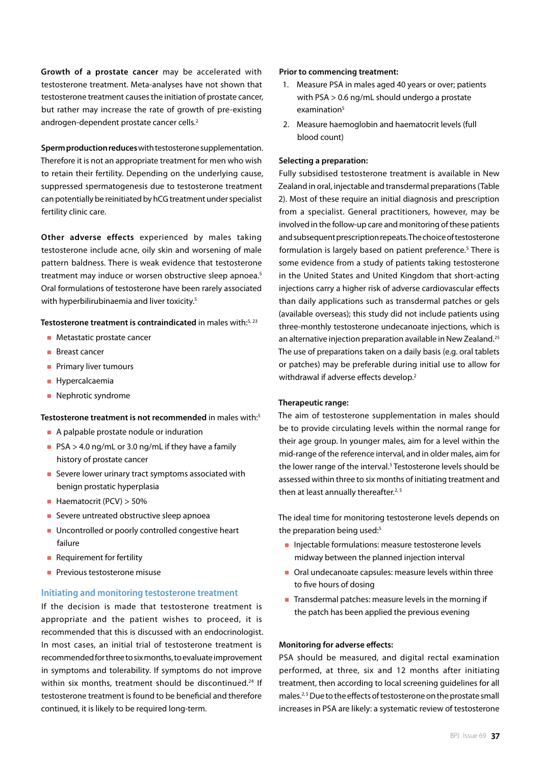**Growth of a prostate cancer** may be accelerated with testosterone treatment. Meta-analyses have not shown that testosterone treatment causes the initiation of prostate cancer, but rather may increase the rate of growth of pre-existing androgen-dependent prostate cancer cells.[2]

**Sperm production reduces** with testosterone supplementation. Therefore it is not an appropriate treatment for men who wish to retain their fertility. Depending on the underlying cause, suppressed spermatogenesis due to testosterone treatment can potentially be reinitiated by hCG treatment under specialist fertility clinic care.

**Other adverse effects** experienced by males taking testosterone include acne, oily skin and worsening of male pattern baldness. There is weak evidence that testosterone treatment may induce or worsen obstructive sleep apnoea.[5] Oral formulations of testosterone have been rarely associated with hyperbilirubinaemia and liver toxicity.[5]

**Testosterone treatment is contraindicated** in males with:[5, 23]

- Metastatic prostate cancer
- Breast cancer
- Primary liver tumours
- Hypercalcaemia
- Nephrotic syndrome

**Testosterone treatment is not recommended** in males with:[5]

- A palpable prostate nodule or induration
- PSA > 4.0 ng/mL or 3.0 ng/mL if they have a family history of prostate cancer
- Severe lower urinary tract symptoms associated with benign prostatic hyperplasia
- Haematocrit (PCV) > 50%
- Severe untreated obstructive sleep apnoea
- Uncontrolled or poorly controlled congestive heart failure
- Requirement for fertility
- Previous testosterone misuse

## Initiating and monitoring testosterone treatment

If the decision is made that testosterone treatment is appropriate and the patient wishes to proceed, it is recommended that this is discussed with an endocrinologist. In most cases, an initial trial of testosterone treatment is recommended for three to six months, to evaluate improvement in symptoms and tolerability. If symptoms do not improve within six months, treatment should be discontinued.[24] If testosterone treatment is found to be beneficial and therefore continued, it is likely to be required long-term.

**Prior to commencing treatment:**

1. Measure PSA in males aged 40 years or over; patients with PSA > 0.6 ng/mL should undergo a prostate examination[5]
2. Measure haemoglobin and haematocrit levels (full blood count)

**Selecting a preparation:**

Fully subsidised testosterone treatment is available in New Zealand in oral, injectable and transdermal preparations (Table 2). Most of these require an initial diagnosis and prescription from a specialist. General practitioners, however, may be involved in the follow-up care and monitoring of these patients and subsequent prescription repeats. The choice of testosterone formulation is largely based on patient preference.[5] There is some evidence from a study of patients taking testosterone in the United States and United Kingdom that short-acting injections carry a higher risk of adverse cardiovascular effects than daily applications such as transdermal patches or gels (available overseas); this study did not include patients using three-monthly testosterone undecanoate injections, which is an alternative injection preparation available in New Zealand.[25] The use of preparations taken on a daily basis (e.g. oral tablets or patches) may be preferable during initial use to allow for withdrawal if adverse effects develop.[2]

**Therapeutic range:**

The aim of testosterone supplementation in males should be to provide circulating levels within the normal range for their age group. In younger males, aim for a level within the mid-range of the reference interval, and in older males, aim for the lower range of the interval.[5] Testosterone levels should be assessed within three to six months of initiating treatment and then at least annually thereafter.[2, 5]

The ideal time for monitoring testosterone levels depends on the preparation being used:[5]

- Injectable formulations: measure testosterone levels midway between the planned injection interval
- Oral undecanoate capsules: measure levels within three to five hours of dosing
- Transdermal patches: measure levels in the morning if the patch has been applied the previous evening

**Monitoring for adverse effects:**

PSA should be measured, and digital rectal examination performed, at three, six and 12 months after initiating treatment, then according to local screening guidelines for all males.[2, 5] Due to the effects of testosterone on the prostate small increases in PSA are likely: a systematic review of testosterone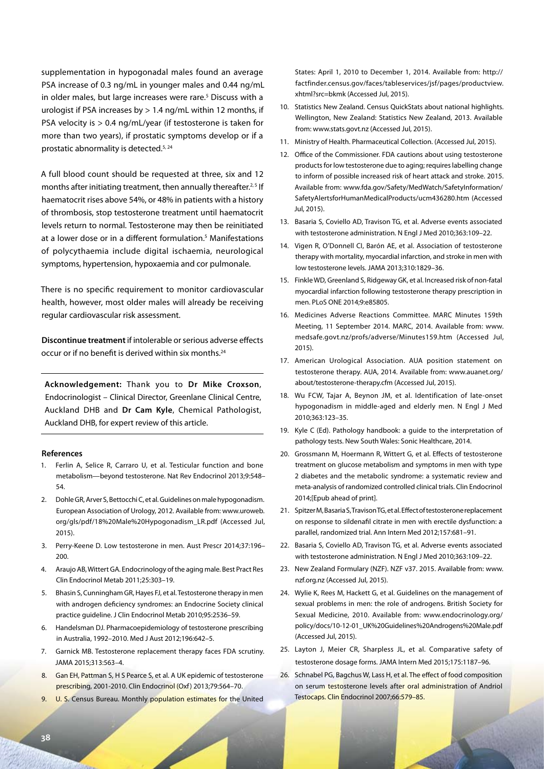supplementation in hypogonadal males found an average PSA increase of 0.3 ng/mL in younger males and 0.44 ng/mL in older males, but large increases were rare.[5] Discuss with a urologist if PSA increases by > 1.4 ng/mL within 12 months, if PSA velocity is > 0.4 ng/mL/year (if testosterone is taken for more than two years), if prostatic symptoms develop or if a prostatic abnormality is detected.[5, 24]

A full blood count should be requested at three, six and 12 months after initiating treatment, then annually thereafter.[2, 5] If haematocrit rises above 54%, or 48% in patients with a history of thrombosis, stop testosterone treatment until haematocrit levels return to normal. Testosterone may then be reinitiated at a lower dose or in a different formulation.[5] Manifestations of polycythaemia include digital ischaemia, neurological symptoms, hypertension, hypoxaemia and cor pulmonale.

There is no specific requirement to monitor cardiovascular health, however, most older males will already be receiving regular cardiovascular risk assessment.

**Discontinue treatment** if intolerable or serious adverse effects occur or if no benefit is derived within six months.[24]

---

**Acknowledgement:** Thank you to **Dr Mike Croxson**, Endocrinologist – Clinical Director, Greenlane Clinical Centre, Auckland DHB and **Dr Cam Kyle**, Chemical Pathologist, Auckland DHB, for expert review of this article.

---

#### References

1. Ferlin A, Selice R, Carraro U, et al. Testicular function and bone metabolism—beyond testosterone. Nat Rev Endocrinol 2013;9:548–54.
2. Dohle GR, Arver S, Bettocchi C, et al. Guidelines on male hypogonadism. European Association of Urology, 2012. Available from: www.uroweb.org/gls/pdf/18%20Male%20Hypogonadism_LR.pdf (Accessed Jul, 2015).
3. Perry-Keene D. Low testosterone in men. Aust Prescr 2014;37:196–200.
4. Araujo AB, Wittert GA. Endocrinology of the aging male. Best Pract Res Clin Endocrinol Metab 2011;25:303–19.
5. Bhasin S, Cunningham GR, Hayes FJ, et al. Testosterone therapy in men with androgen deficiency syndromes: an Endocrine Society clinical practice guideline. J Clin Endocrinol Metab 2010;95:2536–59.
6. Handelsman DJ. Pharmacoepidemiology of testosterone prescribing in Australia, 1992–2010. Med J Aust 2012;196:642–5.
7. Garnick MB. Testosterone replacement therapy faces FDA scrutiny. JAMA 2015;313:563–4.
8. Gan EH, Pattman S, H S Pearce S, et al. A UK epidemic of testosterone prescribing, 2001-2010. Clin Endocrinol (Oxf) 2013;79:564–70.
9. U. S. Census Bureau. Monthly population estimates for the United States: April 1, 2010 to December 1, 2014. Available from: http://factfinder.census.gov/faces/tableservices/jsf/pages/productview.xhtml?src=bkmk (Accessed Jul, 2015).
10. Statistics New Zealand. Census QuickStats about national highlights. Wellington, New Zealand: Statistics New Zealand, 2013. Available from: www.stats.govt.nz (Accessed Jul, 2015).
11. Ministry of Health. Pharmaceutical Collection. (Accessed Jul, 2015).
12. Office of the Commissioner. FDA cautions about using testosterone products for low testosterone due to aging; requires labelling change to inform of possible increased risk of heart attack and stroke. 2015. Available from: www.fda.gov/Safety/MedWatch/SafetyInformation/SafetyAlertsforHumanMedicalProducts/ucm436280.htm (Accessed Jul, 2015).
13. Basaria S, Coviello AD, Travison TG, et al. Adverse events associated with testosterone administration. N Engl J Med 2010;363:109–22.
14. Vigen R, O'Donnell CI, Barón AE, et al. Association of testosterone therapy with mortality, myocardial infarction, and stroke in men with low testosterone levels. JAMA 2013;310:1829–36.
15. Finkle WD, Greenland S, Ridgeway GK, et al. Increased risk of non-fatal myocardial infarction following testosterone therapy prescription in men. PLoS ONE 2014;9:e85805.
16. Medicines Adverse Reactions Committee. MARC Minutes 159th Meeting, 11 September 2014. MARC, 2014. Available from: www.medsafe.govt.nz/profs/adverse/Minutes159.htm (Accessed Jul, 2015).
17. American Urological Association. AUA position statement on testosterone therapy. AUA, 2014. Available from: www.auanet.org/about/testosterone-therapy.cfm (Accessed Jul, 2015).
18. Wu FCW, Tajar A, Beynon JM, et al. Identification of late-onset hypogonadism in middle-aged and elderly men. N Engl J Med 2010;363:123–35.
19. Kyle C (Ed). Pathology handbook: a guide to the interpretation of pathology tests. New South Wales: Sonic Healthcare, 2014.
20. Grossmann M, Hoermann R, Wittert G, et al. Effects of testosterone treatment on glucose metabolism and symptoms in men with type 2 diabetes and the metabolic syndrome: a systematic review and meta-analysis of randomized controlled clinical trials. Clin Endocrinol 2014;[Epub ahead of print].
21. Spitzer M, Basaria S, Travison TG, et al. Effect of testosterone replacement on response to sildenafil citrate in men with erectile dysfunction: a parallel, randomized trial. Ann Intern Med 2012;157:681–91.
22. Basaria S, Coviello AD, Travison TG, et al. Adverse events associated with testosterone administration. N Engl J Med 2010;363:109–22.
23. New Zealand Formulary (NZF). NZF v37. 2015. Available from: www.nzf.org.nz (Accessed Jul, 2015).
24. Wylie K, Rees M, Hackett G, et al. Guidelines on the management of sexual problems in men: the role of androgens. British Society for Sexual Medicine, 2010. Available from: www.endocrinology.org/policy/docs/10-12-01_UK%20Guidelines%20Androgens%20Male.pdf (Accessed Jul, 2015).
25. Layton J, Meier CR, Sharpless JL, et al. Comparative safety of testosterone dosage forms. JAMA Intern Med 2015;175:1187–96.
26. Schnabel PG, Bagchus W, Lass H, et al. The effect of food composition on serum testosterone levels after oral administration of Andriol Testocaps. Clin Endocrinol 2007;66:579–85.